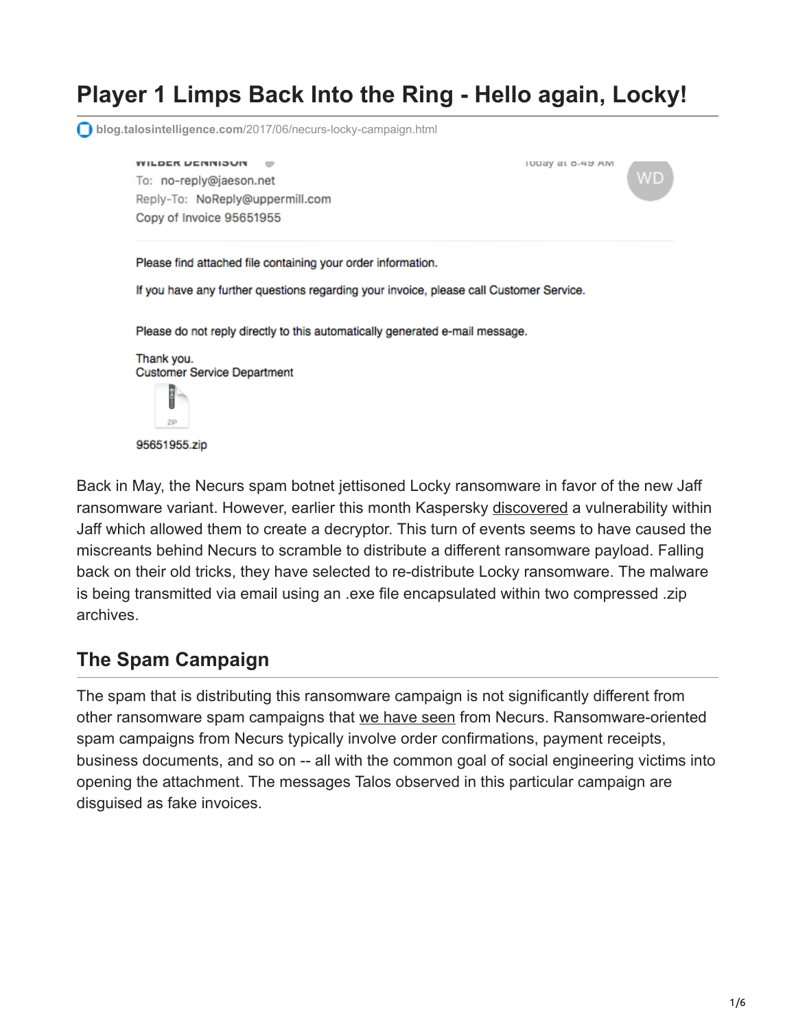# Player 1 Limps Back Into the Ring - Hello again, Locky!

blog.talosintelligence.com/2017/06/necurs-locky-campaign.html

WILBER DENNISON

Today at 8:49 AM

To: no-reply@jaeson.net

Reply-To: NoReply@uppermill.com

Copy of Invoice 95651955

Please find attached file containing your order information.

If you have any further questions regarding your invoice, please call Customer Service.

Please do not reply directly to this automatically generated e-mail message.

Thank you.
Customer Service Department

95651955.zip

Back in May, the Necurs spam botnet jettisoned Locky ransomware in favor of the new Jaff ransomware variant. However, earlier this month Kaspersky discovered a vulnerability within Jaff which allowed them to create a decryptor. This turn of events seems to have caused the miscreants behind Necurs to scramble to distribute a different ransomware payload. Falling back on their old tricks, they have selected to re-distribute Locky ransomware. The malware is being transmitted via email using an .exe file encapsulated within two compressed .zip archives.

## The Spam Campaign

The spam that is distributing this ransomware campaign is not significantly different from other ransomware spam campaigns that we have seen from Necurs. Ransomware-oriented spam campaigns from Necurs typically involve order confirmations, payment receipts, business documents, and so on -- all with the common goal of social engineering victims into opening the attachment. The messages Talos observed in this particular campaign are disguised as fake invoices.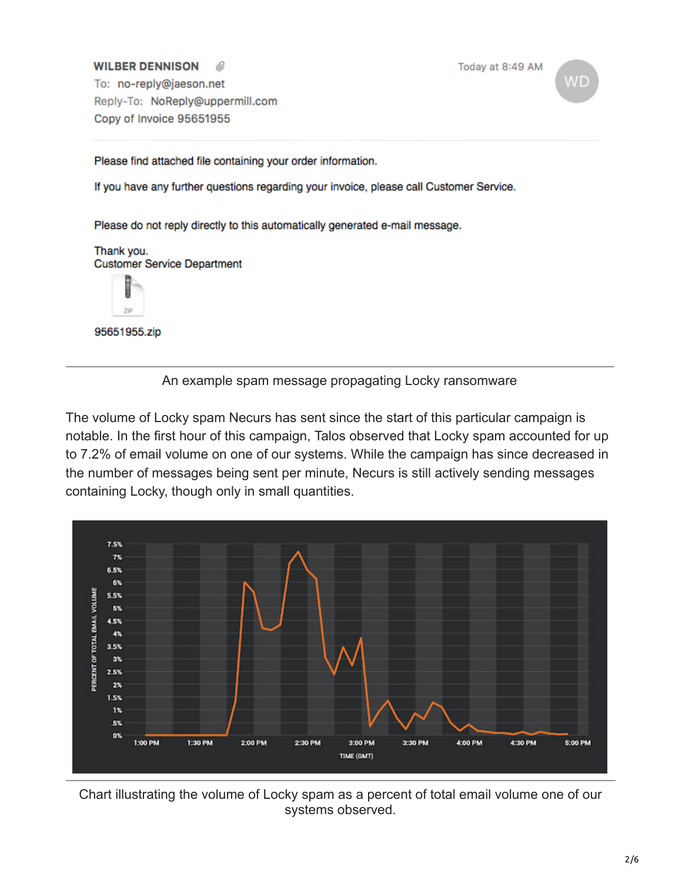WILBER DENNISON

To: no-reply@jaeson.net

Reply-To: NoReply@uppermill.com

Copy of Invoice 95651955

Today at 8:49 AM

Please find attached file containing your order information.

If you have any further questions regarding your invoice, please call Customer Service.

Please do not reply directly to this automatically generated e-mail message.

Thank you.
Customer Service Department

95651955.zip

An example spam message propagating Locky ransomware

The volume of Locky spam Necurs has sent since the start of this particular campaign is notable. In the first hour of this campaign, Talos observed that Locky spam accounted for up to 7.2% of email volume on one of our systems. While the campaign has since decreased in the number of messages being sent per minute, Necurs is still actively sending messages containing Locky, though only in small quantities.

Chart illustrating the volume of Locky spam as a percent of total email volume one of our systems observed.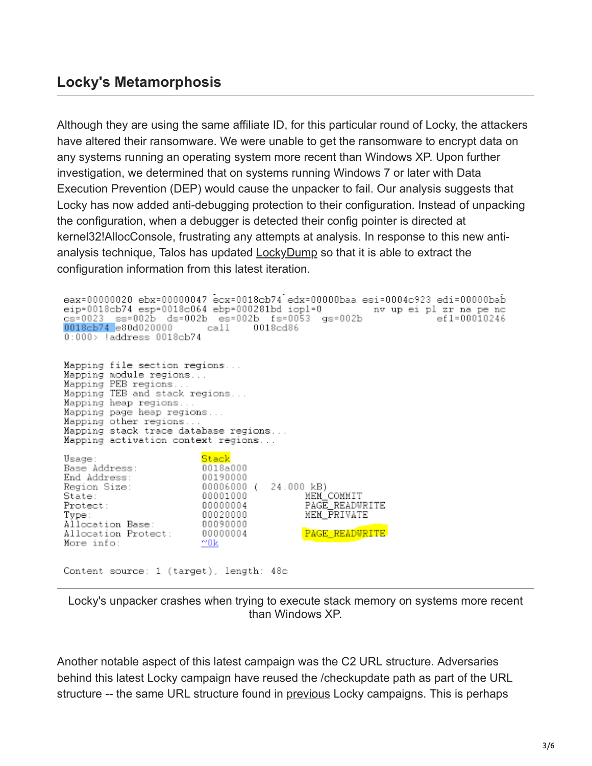## Locky's Metamorphosis

Although they are using the same affiliate ID, for this particular round of Locky, the attackers have altered their ransomware. We were unable to get the ransomware to encrypt data on any systems running an operating system more recent than Windows XP. Upon further investigation, we determined that on systems running Windows 7 or later with Data Execution Prevention (DEP) would cause the unpacker to fail. Our analysis suggests that Locky has now added anti-debugging protection to their configuration. Instead of unpacking the configuration, when a debugger is detected their config pointer is directed at kernel32!AllocConsole, frustrating any attempts at analysis. In response to this new anti-analysis technique, Talos has updated LockyDump so that it is able to extract the configuration information from this latest iteration.

```
eax=00000020 ebx=00000047 ecx=0018cb74 edx=00000baa esi=0004c923 edi=00000bab
eip=0018cb74 esp=0018c064 ebp=000281bd iopl=0         nv up ei pl zr na pe nc
cs=0023  ss=002b  ds=002b  es=002b  fs=0053  gs=002b             efl=00010246
0018cb74 e80d020000      call    0018cd86
0:000> !address 0018cb74


Mapping file section regions...
Mapping module regions...
Mapping PEB regions...
Mapping TEB and stack regions...
Mapping heap regions...
Mapping page heap regions...
Mapping other regions...
Mapping stack trace database regions...
Mapping activation context regions...

Usage:                  Stack
Base Address:           0018a000
End Address:            00190000
Region Size:            00006000 (  24.000 kB)
State:                  00001000          MEM_COMMIT
Protect:                00000004          PAGE_READWRITE
Type:                   00020000          MEM_PRIVATE
Allocation Base:        00090000
Allocation Protect:     00000004          PAGE_READWRITE
More info:              ~0k

Content source: 1 (target), length: 48c
```

Locky's unpacker crashes when trying to execute stack memory on systems more recent than Windows XP.

Another notable aspect of this latest campaign was the C2 URL structure. Adversaries behind this latest Locky campaign have reused the /checkupdate path as part of the URL structure -- the same URL structure found in previous Locky campaigns. This is perhaps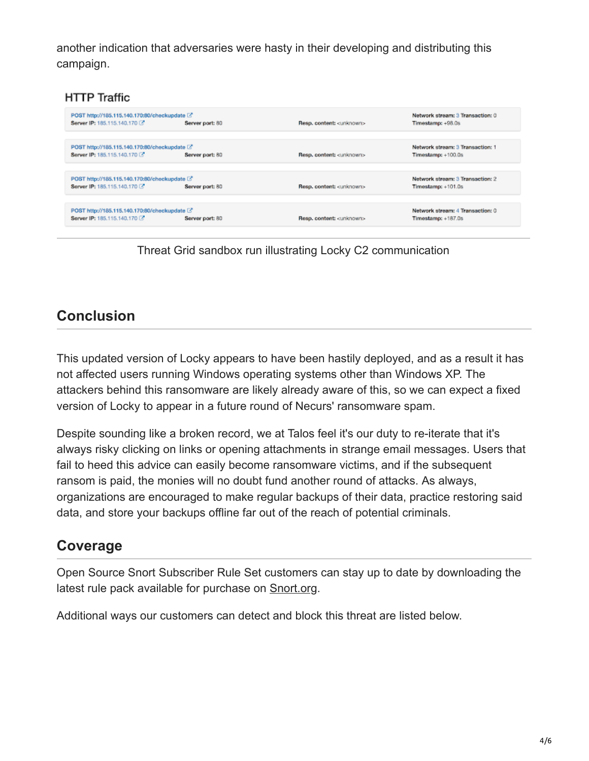another indication that adversaries were hasty in their developing and distributing this campaign.

HTTP Traffic

| | | | |
|---|---|---|---|
| POST http://185.115.140.170:80/checkupdate<br>Server IP: 185.115.140.170 | Server port: 80 | Resp. content: <unknown> | Network stream: 3 Transaction: 0<br>Timestamp: +98.0s |
| POST http://185.115.140.170:80/checkupdate<br>Server IP: 185.115.140.170 | Server port: 80 | Resp. content: <unknown> | Network stream: 3 Transaction: 1<br>Timestamp: +100.0s |
| POST http://185.115.140.170:80/checkupdate<br>Server IP: 185.115.140.170 | Server port: 80 | Resp. content: <unknown> | Network stream: 3 Transaction: 2<br>Timestamp: +101.0s |
| POST http://185.115.140.170:80/checkupdate<br>Server IP: 185.115.140.170 | Server port: 80 | Resp. content: <unknown> | Network stream: 4 Transaction: 0<br>Timestamp: +187.0s |

Threat Grid sandbox run illustrating Locky C2 communication

## Conclusion

This updated version of Locky appears to have been hastily deployed, and as a result it has not affected users running Windows operating systems other than Windows XP. The attackers behind this ransomware are likely already aware of this, so we can expect a fixed version of Locky to appear in a future round of Necurs' ransomware spam.

Despite sounding like a broken record, we at Talos feel it's our duty to re-iterate that it's always risky clicking on links or opening attachments in strange email messages. Users that fail to heed this advice can easily become ransomware victims, and if the subsequent ransom is paid, the monies will no doubt fund another round of attacks. As always, organizations are encouraged to make regular backups of their data, practice restoring said data, and store your backups offline far out of the reach of potential criminals.

## Coverage

Open Source Snort Subscriber Rule Set customers can stay up to date by downloading the latest rule pack available for purchase on Snort.org.

Additional ways our customers can detect and block this threat are listed below.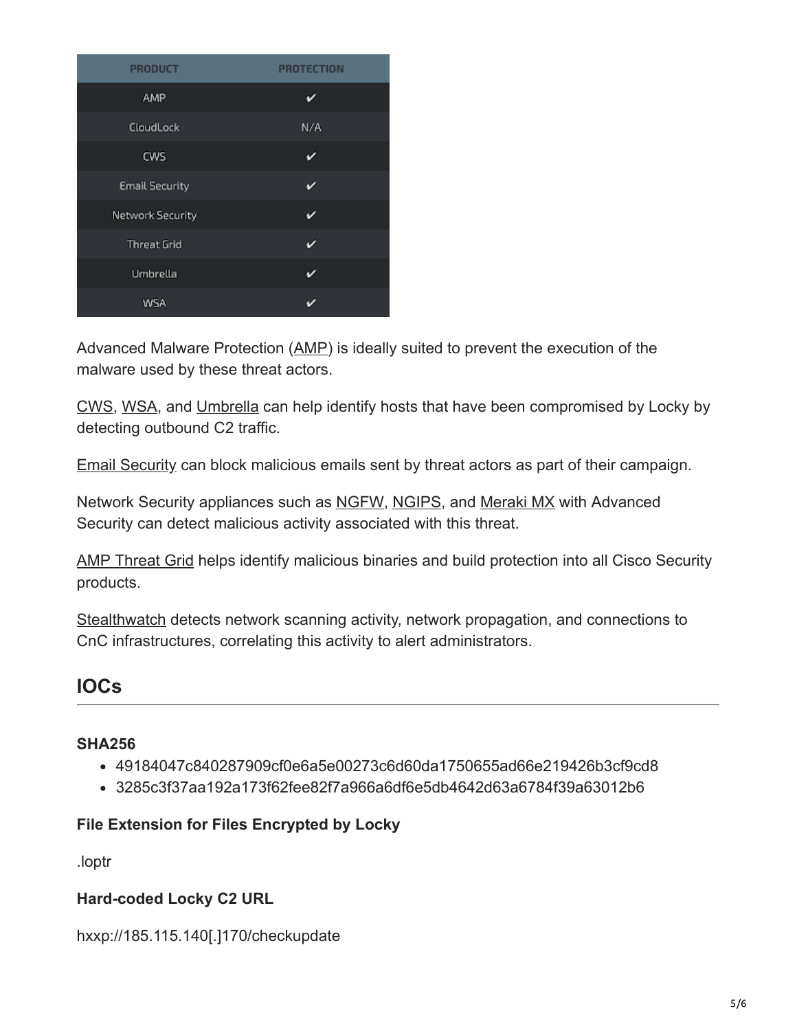| PRODUCT | PROTECTION |
|---|---|
| AMP | ✔ |
| CloudLock | N/A |
| CWS | ✔ |
| Email Security | ✔ |
| Network Security | ✔ |
| Threat Grid | ✔ |
| Umbrella | ✔ |
| WSA | ✔ |

Advanced Malware Protection (AMP) is ideally suited to prevent the execution of the malware used by these threat actors.

CWS, WSA, and Umbrella can help identify hosts that have been compromised by Locky by detecting outbound C2 traffic.

Email Security can block malicious emails sent by threat actors as part of their campaign.

Network Security appliances such as NGFW, NGIPS, and Meraki MX with Advanced Security can detect malicious activity associated with this threat.

AMP Threat Grid helps identify malicious binaries and build protection into all Cisco Security products.

Stealthwatch detects network scanning activity, network propagation, and connections to CnC infrastructures, correlating this activity to alert administrators.

## IOCs

**SHA256**

- 49184047c840287909cf0e6a5e00273c6d60da1750655ad66e219426b3cf9cd8
- 3285c3f37aa192a173f62fee82f7a966a6df6e5db4642d63a6784f39a63012b6

**File Extension for Files Encrypted by Locky**

.loptr

**Hard-coded Locky C2 URL**

hxxp://185.115.140[.]170/checkupdate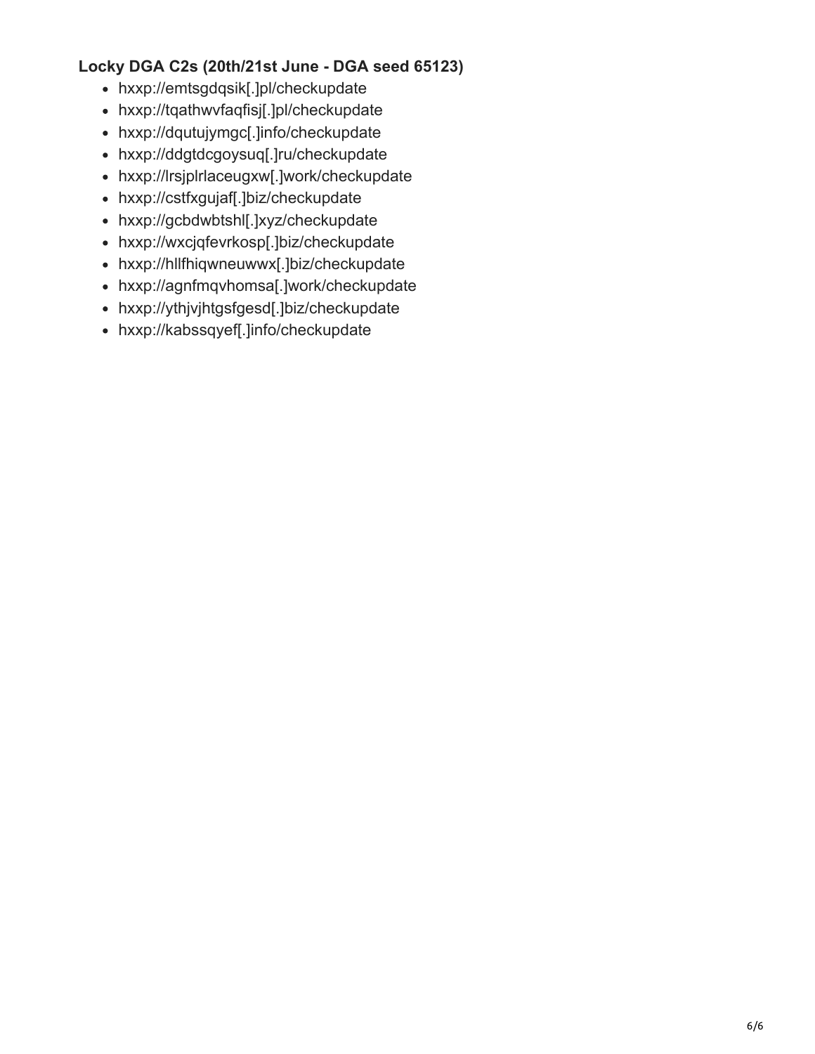### Locky DGA C2s (20th/21st June - DGA seed 65123)

- hxxp://emtsgdqsik[.]pl/checkupdate
- hxxp://tqathwvfaqfisj[.]pl/checkupdate
- hxxp://dqutujymgc[.]info/checkupdate
- hxxp://ddgtdcgoysuq[.]ru/checkupdate
- hxxp://lrsjplrlaceugxw[.]work/checkupdate
- hxxp://cstfxgujaf[.]biz/checkupdate
- hxxp://gcbdwbtshl[.]xyz/checkupdate
- hxxp://wxcjqfevrkosp[.]biz/checkupdate
- hxxp://hllfhiqwneuwwx[.]biz/checkupdate
- hxxp://agnfmqvhomsa[.]work/checkupdate
- hxxp://ythjvjhtgsfgesd[.]biz/checkupdate
- hxxp://kabssqyef[.]info/checkupdate